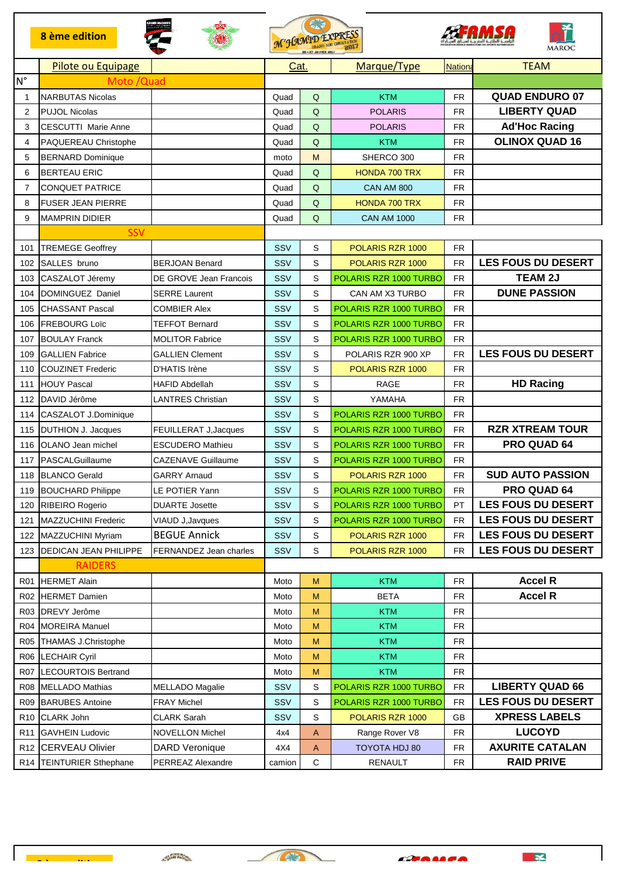8 ème edition

M'HAMID EXPRESS

FRMSA

MAROC

| N° | Pilote ou Equipage | | Cat. | | Marque/Type | Nationa | TEAM |
|---|---|---|---|---|---|---|---|
| | Moto /Quad | | | | | | |
| 1 | NARBUTAS Nicolas | | Quad | Q | KTM | FR | QUAD ENDURO 07 |
| 2 | PUJOL Nicolas | | Quad | Q | POLARIS | FR | LIBERTY QUAD |
| 3 | CESCUTTI Marie Anne | | Quad | Q | POLARIS | FR | Ad'Hoc Racing |
| 4 | PAQUEREAU Christophe | | Quad | Q | KTM | FR | OLINOX QUAD 16 |
| 5 | BERNARD Dominique | | moto | M | SHERCO 300 | FR | |
| 6 | BERTEAU ERIC | | Quad | Q | HONDA 700 TRX | FR | |
| 7 | CONQUET PATRICE | | Quad | Q | CAN AM 800 | FR | |
| 8 | FUSER JEAN PIERRE | | Quad | Q | HONDA 700 TRX | FR | |
| 9 | MAMPRIN DIDIER | | Quad | Q | CAN AM 1000 | FR | |
| | SSV | | | | | | |
| 101 | TREMEGE Geoffrey | | SSV | S | POLARIS RZR 1000 | FR | |
| 102 | SALLES bruno | BERJOAN Benard | SSV | S | POLARIS RZR 1000 | FR | LES FOUS DU DESERT |
| 103 | CASZALOT Jéremy | DE GROVE Jean Francois | SSV | S | POLARIS RZR 1000 TURBO | FR | TEAM 2J |
| 104 | DOMINGUEZ Daniel | SERRE Laurent | SSV | S | CAN AM X3 TURBO | FR | DUNE PASSION |
| 105 | CHASSANT Pascal | COMBIER Alex | SSV | S | POLARIS RZR 1000 TURBO | FR | |
| 106 | FREBOURG Loïc | TEFFOT Bernard | SSV | S | POLARIS RZR 1000 TURBO | FR | |
| 107 | BOULAY Franck | MOLITOR Fabrice | SSV | S | POLARIS RZR 1000 TURBO | FR | |
| 109 | GALLIEN Fabrice | GALLIEN Clement | SSV | S | POLARIS RZR 900 XP | FR | LES FOUS DU DESERT |
| 110 | COUZINET Frederic | D'HATIS Irène | SSV | S | POLARIS RZR 1000 | FR | |
| 111 | HOUY Pascal | HAFID Abdellah | SSV | S | RAGE | FR | HD Racing |
| 112 | DAVID Jérôme | LANTRES Christian | SSV | S | YAMAHA | FR | |
| 114 | CASZALOT J.Dominique | | SSV | S | POLARIS RZR 1000 TURBO | FR | |
| 115 | DUTHION J. Jacques | FEUILLERAT J,Jacques | SSV | S | POLARIS RZR 1000 TURBO | FR | RZR XTREAM TOUR |
| 116 | OLANO Jean michel | ESCUDERO Mathieu | SSV | S | POLARIS RZR 1000 TURBO | FR | PRO QUAD 64 |
| 117 | PASCALGuillaume | CAZENAVE Guillaume | SSV | S | POLARIS RZR 1000 TURBO | FR | |
| 118 | BLANCO Gerald | GARRY Arnaud | SSV | S | POLARIS RZR 1000 | FR | SUD AUTO PASSION |
| 119 | BOUCHARD Philippe | LE POTIER Yann | SSV | S | POLARIS RZR 1000 TURBO | FR | PRO QUAD 64 |
| 120 | RIBEIRO Rogerio | DUARTE Josette | SSV | S | POLARIS RZR 1000 TURBO | PT | LES FOUS DU DESERT |
| 121 | MAZZUCHINI Frederic | VIAUD J,Javques | SSV | S | POLARIS RZR 1000 TURBO | FR | LES FOUS DU DESERT |
| 122 | MAZZUCHINI Myriam | BEGUE Annick | SSV | S | POLARIS RZR 1000 | FR | LES FOUS DU DESERT |
| 123 | DEDICAN JEAN PHILIPPE | FERNANDEZ Jean charles | SSV | S | POLARIS RZR 1000 | FR | LES FOUS DU DESERT |
| | RAIDERS | | | | | | |
| R01 | HERMET Alain | | Moto | M | KTM | FR | Accel R |
| R02 | HERMET Damien | | Moto | M | BETA | FR | Accel R |
| R03 | DREVY Jerôme | | Moto | M | KTM | FR | |
| R04 | MOREIRA Manuel | | Moto | M | KTM | FR | |
| R05 | THAMAS J.Christophe | | Moto | M | KTM | FR | |
| R06 | LECHAIR Cyril | | Moto | M | KTM | FR | |
| R07 | LECOURTOIS Bertrand | | Moto | M | KTM | FR | |
| R08 | MELLADO Mathias | MELLADO Magalie | SSV | S | POLARIS RZR 1000 TURBO | FR | LIBERTY QUAD 66 |
| R09 | BARUBES Antoine | FRAY Michel | SSV | S | POLARIS RZR 1000 TURBO | FR | LES FOUS DU DESERT |
| R10 | CLARK John | CLARK Sarah | SSV | S | POLARIS RZR 1000 | GB | XPRESS LABELS |
| R11 | GAVHEIN Ludovic | NOVELLON Michel | 4x4 | A | Range Rover V8 | FR | LUCOYD |
| R12 | CERVEAU Olivier | DARD Veronique | 4X4 | A | TOYOTA HDJ 80 | FR | AXURITE CATALAN |
| R14 | TEINTURIER Sthephane | PERREAZ Alexandre | camion | C | RENAULT | FR | RAID PRIVE |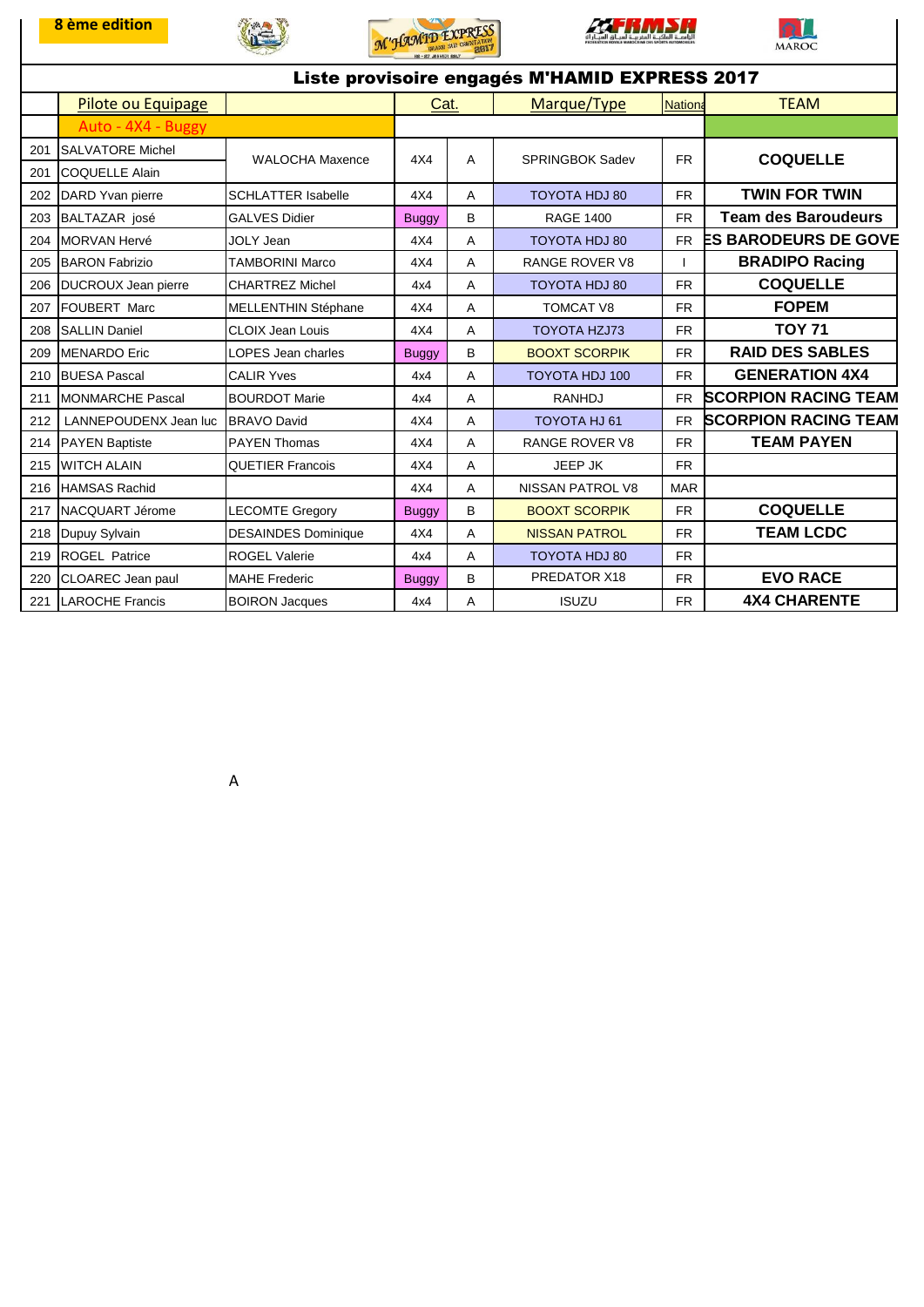8 ème edition

# Liste provisoire engagés M'HAMID EXPRESS 2017

| | Pilote ou Equipage | | Cat. | | Marque/Type | Nationa | TEAM |
|---|---|---|---|---|---|---|---|
| | Auto - 4X4 - Buggy | | | | | | |
| 201 | SALVATORE Michel | WALOCHA Maxence | 4X4 | A | SPRINGBOK Sadev | FR | **COQUELLE** |
| 201 | COQUELLE Alain | | | | | | |
| 202 | DARD Yvan pierre | SCHLATTER Isabelle | 4X4 | A | TOYOTA HDJ 80 | FR | **TWIN FOR TWIN** |
| 203 | BALTAZAR josé | GALVES Didier | Buggy | B | RAGE 1400 | FR | **Team des Baroudeurs** |
| 204 | MORVAN Hervé | JOLY Jean | 4X4 | A | TOYOTA HDJ 80 | FR | **ES BARODEURS DE GOVE** |
| 205 | BARON Fabrizio | TAMBORINI Marco | 4X4 | A | RANGE ROVER V8 | I | **BRADIPO Racing** |
| 206 | DUCROUX Jean pierre | CHARTREZ Michel | 4x4 | A | TOYOTA HDJ 80 | FR | **COQUELLE** |
| 207 | FOUBERT Marc | MELLENTHIN Stéphane | 4X4 | A | TOMCAT V8 | FR | **FOPEM** |
| 208 | SALLIN Daniel | CLOIX Jean Louis | 4X4 | A | TOYOTA HZJ73 | FR | **TOY 71** |
| 209 | MENARDO Eric | LOPES Jean charles | Buggy | B | BOOXT SCORPIK | FR | **RAID DES SABLES** |
| 210 | BUESA Pascal | CALIR Yves | 4x4 | A | TOYOTA HDJ 100 | FR | **GENERATION 4X4** |
| 211 | MONMARCHE Pascal | BOURDOT Marie | 4x4 | A | RANHDJ | FR | **SCORPION RACING TEAM** |
| 212 | LANNEPOUDENX Jean luc | BRAVO David | 4X4 | A | TOYOTA HJ 61 | FR | **SCORPION RACING TEAM** |
| 214 | PAYEN Baptiste | PAYEN Thomas | 4X4 | A | RANGE ROVER V8 | FR | **TEAM PAYEN** |
| 215 | WITCH ALAIN | QUETIER Francois | 4X4 | A | JEEP JK | FR | |
| 216 | HAMSAS Rachid | | 4X4 | A | NISSAN PATROL V8 | MAR | |
| 217 | NACQUART Jérome | LECOMTE Gregory | Buggy | B | BOOXT SCORPIK | FR | **COQUELLE** |
| 218 | Dupuy Sylvain | DESAINDES Dominique | 4X4 | A | NISSAN PATROL | FR | **TEAM LCDC** |
| 219 | ROGEL Patrice | ROGEL Valerie | 4x4 | A | TOYOTA HDJ 80 | FR | |
| 220 | CLOAREC Jean paul | MAHE Frederic | Buggy | B | PREDATOR X18 | FR | **EVO RACE** |
| 221 | LAROCHE Francis | BOIRON Jacques | 4x4 | A | ISUZU | FR | **4X4 CHARENTE** |

A